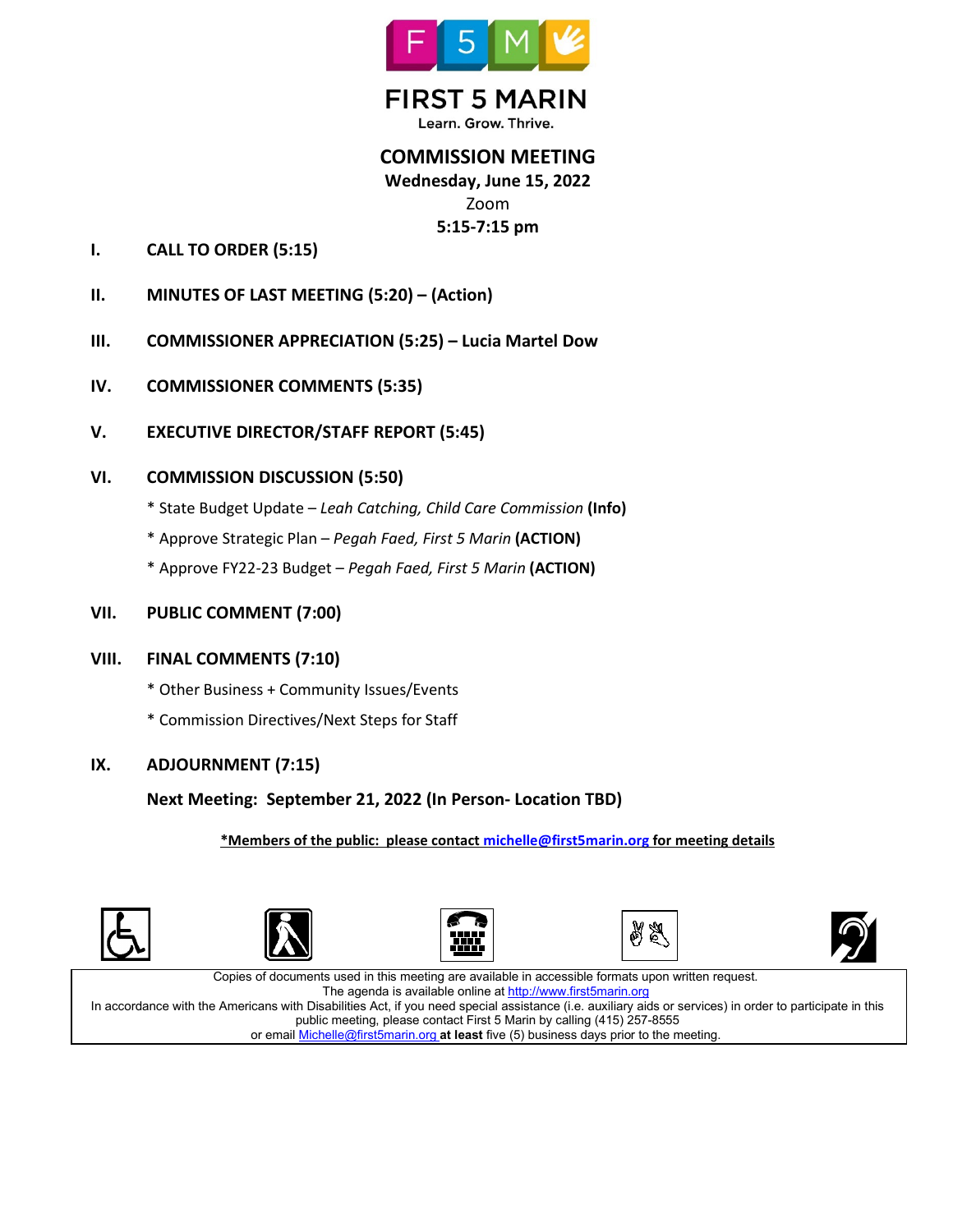# FIRST 5 MARIN

Learn. Grow. Thrive.

## COMMISSION MEETING

**Wednesday, June 15, 2022**

Zoom

**5:15-7:15 pm**

**I. CALL TO ORDER (5:15)**

**II. MINUTES OF LAST MEETING (5:20) – (Action)**

**III. COMMISSIONER APPRECIATION (5:25) – Lucia Martel Dow**

**IV. COMMISSIONER COMMENTS (5:35)**

**V. EXECUTIVE DIRECTOR/STAFF REPORT (5:45)**

**VI. COMMISSION DISCUSSION (5:50)**

* State Budget Update – *Leah Catching, Child Care Commission* **(Info)**

* Approve Strategic Plan – *Pegah Faed, First 5 Marin* **(ACTION)**

* Approve FY22-23 Budget – *Pegah Faed, First 5 Marin* **(ACTION)**

**VII. PUBLIC COMMENT (7:00)**

**VIII. FINAL COMMENTS (7:10)**

* Other Business + Community Issues/Events

* Commission Directives/Next Steps for Staff

**IX. ADJOURNMENT (7:15)**

**Next Meeting: September 21, 2022 (In Person- Location TBD)**

**\*Members of the public: please contact michelle@first5marin.org for meeting details**

Copies of documents used in this meeting are available in accessible formats upon written request.
The agenda is available online at http://www.first5marin.org
In accordance with the Americans with Disabilities Act, if you need special assistance (i.e. auxiliary aids or services) in order to participate in this public meeting, please contact First 5 Marin by calling (415) 257-8555
or email Michelle@first5marin.org **at least** five (5) business days prior to the meeting.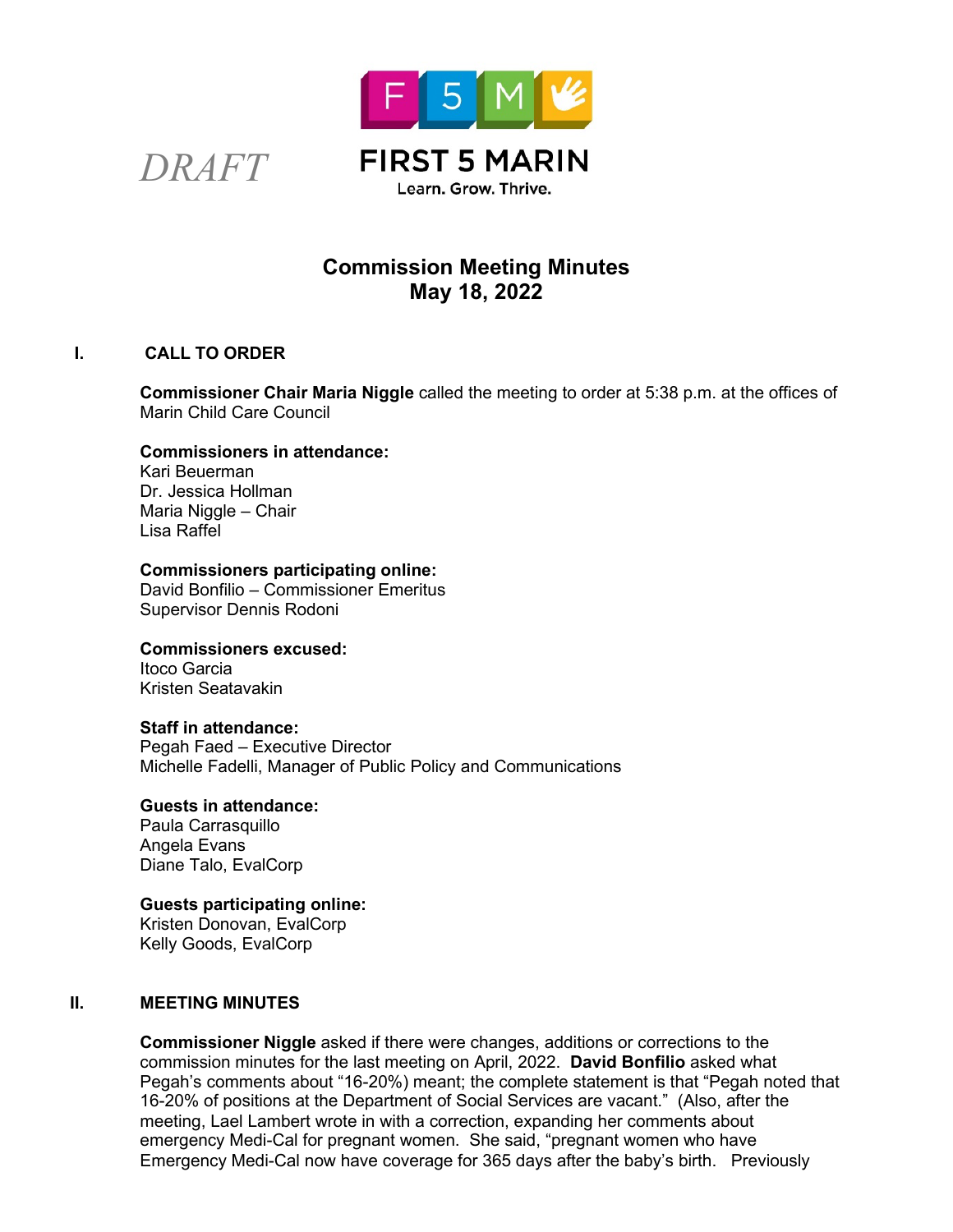*DRAFT*

# FIRST 5 MARIN

Learn. Grow. Thrive.

## Commission Meeting Minutes
## May 18, 2022

### I. CALL TO ORDER

**Commissioner Chair Maria Niggle** called the meeting to order at 5:38 p.m. at the offices of Marin Child Care Council

**Commissioners in attendance:**
Kari Beuerman
Dr. Jessica Hollman
Maria Niggle – Chair
Lisa Raffel

**Commissioners participating online:**
David Bonfilio – Commissioner Emeritus
Supervisor Dennis Rodoni

**Commissioners excused:**
Itoco Garcia
Kristen Seatavakin

**Staff in attendance:**
Pegah Faed – Executive Director
Michelle Fadelli, Manager of Public Policy and Communications

**Guests in attendance:**
Paula Carrasquillo
Angela Evans
Diane Talo, EvalCorp

**Guests participating online:**
Kristen Donovan, EvalCorp
Kelly Goods, EvalCorp

### II. MEETING MINUTES

**Commissioner Niggle** asked if there were changes, additions or corrections to the commission minutes for the last meeting on April, 2022. **David Bonfilio** asked what Pegah's comments about "16-20%) meant; the complete statement is that "Pegah noted that 16-20% of positions at the Department of Social Services are vacant." (Also, after the meeting, Lael Lambert wrote in with a correction, expanding her comments about emergency Medi-Cal for pregnant women. She said, "pregnant women who have Emergency Medi-Cal now have coverage for 365 days after the baby's birth. Previously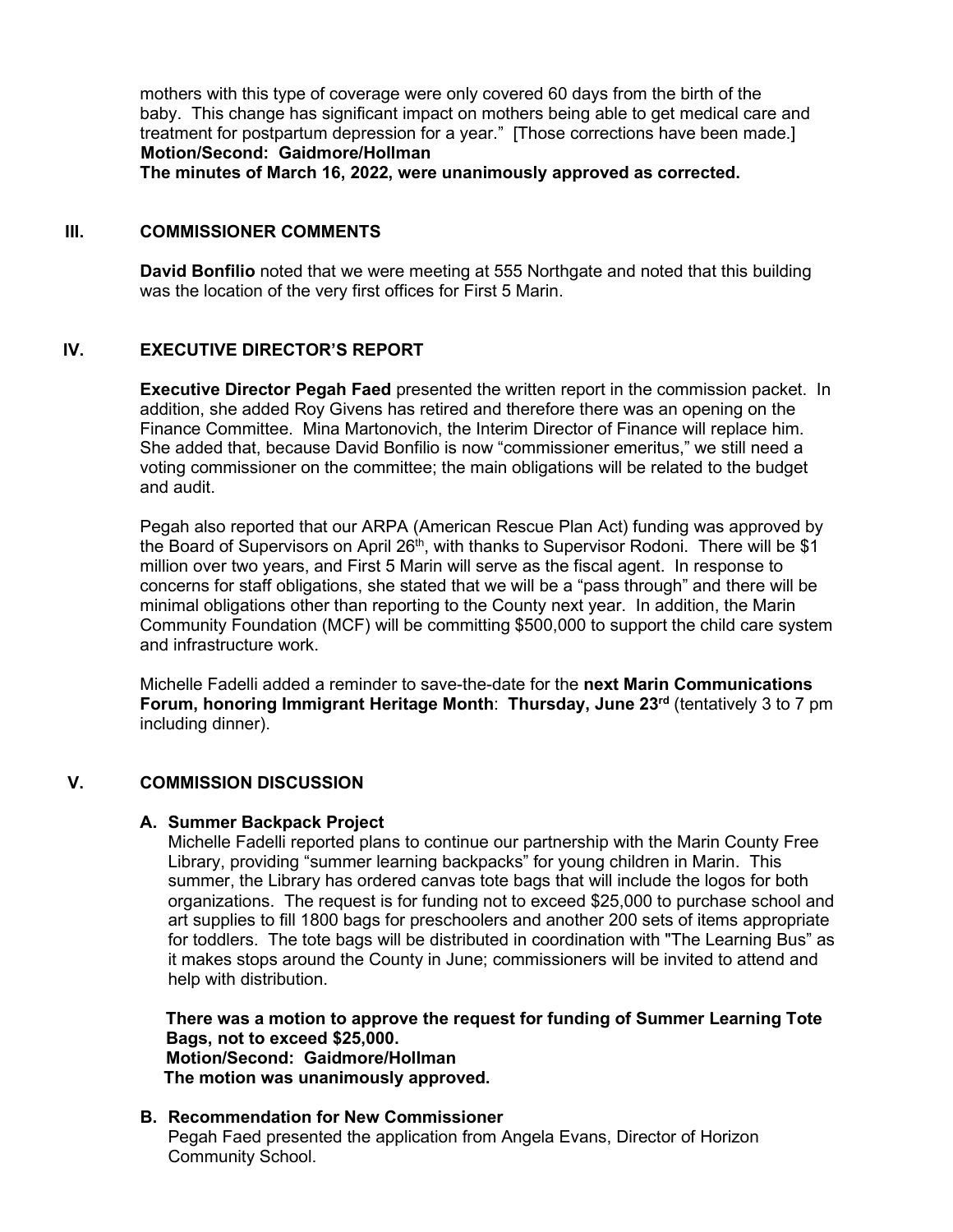mothers with this type of coverage were only covered 60 days from the birth of the baby. This change has significant impact on mothers being able to get medical care and treatment for postpartum depression for a year." [Those corrections have been made.]
**Motion/Second: Gaidmore/Hollman**
**The minutes of March 16, 2022, were unanimously approved as corrected.**

## III. COMMISSIONER COMMENTS

**David Bonfilio** noted that we were meeting at 555 Northgate and noted that this building was the location of the very first offices for First 5 Marin.

## IV. EXECUTIVE DIRECTOR'S REPORT

**Executive Director Pegah Faed** presented the written report in the commission packet. In addition, she added Roy Givens has retired and therefore there was an opening on the Finance Committee. Mina Martonovich, the Interim Director of Finance will replace him. She added that, because David Bonfilio is now "commissioner emeritus," we still need a voting commissioner on the committee; the main obligations will be related to the budget and audit.

Pegah also reported that our ARPA (American Rescue Plan Act) funding was approved by the Board of Supervisors on April 26th, with thanks to Supervisor Rodoni. There will be $1 million over two years, and First 5 Marin will serve as the fiscal agent. In response to concerns for staff obligations, she stated that we will be a "pass through" and there will be minimal obligations other than reporting to the County next year. In addition, the Marin Community Foundation (MCF) will be committing $500,000 to support the child care system and infrastructure work.

Michelle Fadelli added a reminder to save-the-date for the **next Marin Communications Forum, honoring Immigrant Heritage Month**: **Thursday, June 23rd** (tentatively 3 to 7 pm including dinner).

## V. COMMISSION DISCUSSION

### A. Summer Backpack Project

Michelle Fadelli reported plans to continue our partnership with the Marin County Free Library, providing "summer learning backpacks" for young children in Marin. This summer, the Library has ordered canvas tote bags that will include the logos for both organizations. The request is for funding not to exceed $25,000 to purchase school and art supplies to fill 1800 bags for preschoolers and another 200 sets of items appropriate for toddlers. The tote bags will be distributed in coordination with "The Learning Bus" as it makes stops around the County in June; commissioners will be invited to attend and help with distribution.

**There was a motion to approve the request for funding of Summer Learning Tote Bags, not to exceed $25,000.**
**Motion/Second: Gaidmore/Hollman**
**The motion was unanimously approved.**

### B. Recommendation for New Commissioner

Pegah Faed presented the application from Angela Evans, Director of Horizon Community School.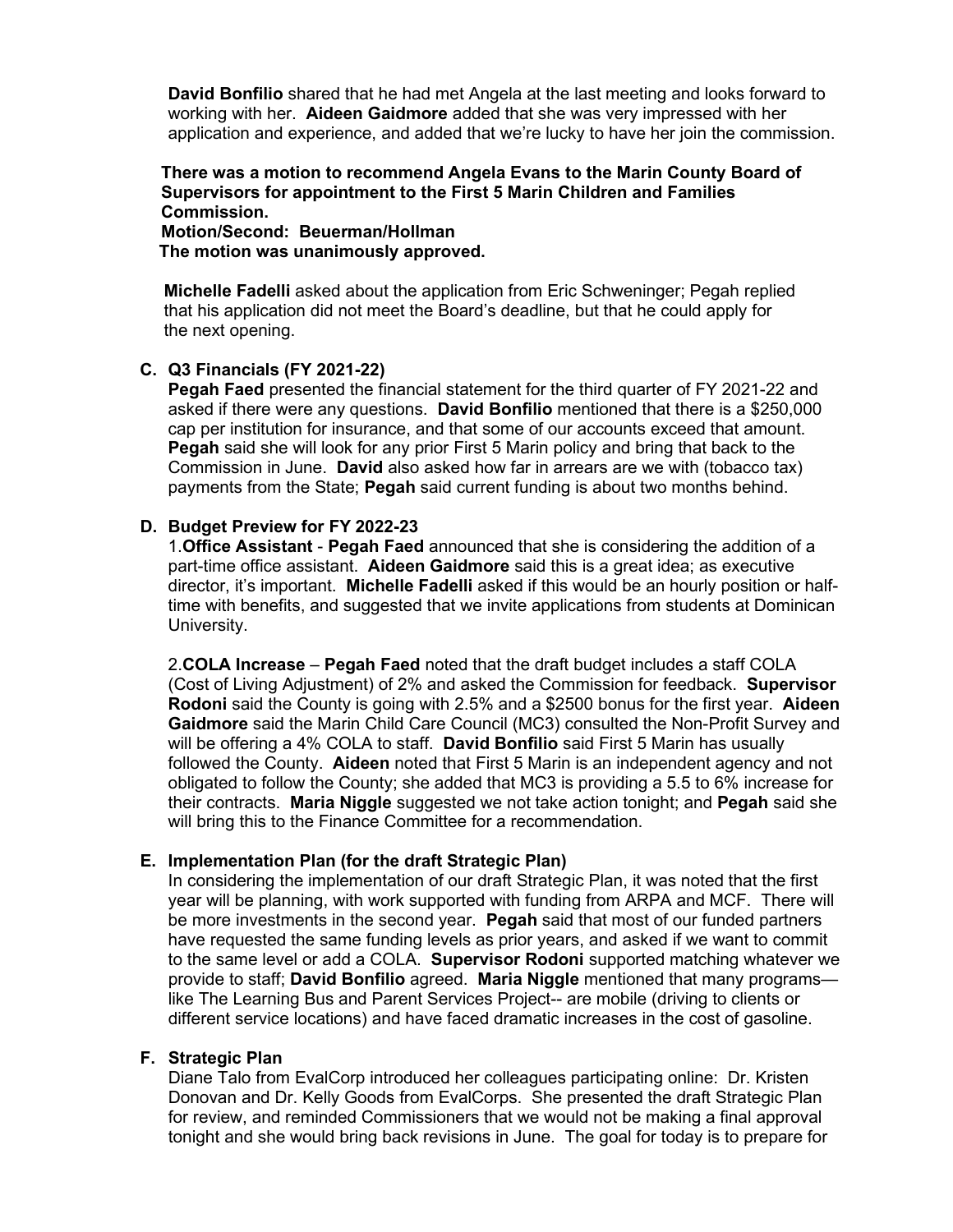**David Bonfilio** shared that he had met Angela at the last meeting and looks forward to working with her. **Aideen Gaidmore** added that she was very impressed with her application and experience, and added that we're lucky to have her join the commission.

**There was a motion to recommend Angela Evans to the Marin County Board of Supervisors for appointment to the First 5 Marin Children and Families Commission.**
**Motion/Second: Beuerman/Hollman**
**The motion was unanimously approved.**

**Michelle Fadelli** asked about the application from Eric Schweninger; Pegah replied that his application did not meet the Board's deadline, but that he could apply for the next opening.

**C. Q3 Financials (FY 2021-22)**

**Pegah Faed** presented the financial statement for the third quarter of FY 2021-22 and asked if there were any questions. **David Bonfilio** mentioned that there is a $250,000 cap per institution for insurance, and that some of our accounts exceed that amount. **Pegah** said she will look for any prior First 5 Marin policy and bring that back to the Commission in June. **David** also asked how far in arrears are we with (tobacco tax) payments from the State; **Pegah** said current funding is about two months behind.

**D. Budget Preview for FY 2022-23**

1. **Office Assistant** - **Pegah Faed** announced that she is considering the addition of a part-time office assistant. **Aideen Gaidmore** said this is a great idea; as executive director, it's important. **Michelle Fadelli** asked if this would be an hourly position or half-time with benefits, and suggested that we invite applications from students at Dominican University.

2. **COLA Increase** – **Pegah Faed** noted that the draft budget includes a staff COLA (Cost of Living Adjustment) of 2% and asked the Commission for feedback. **Supervisor Rodoni** said the County is going with 2.5% and a $2500 bonus for the first year. **Aideen Gaidmore** said the Marin Child Care Council (MC3) consulted the Non-Profit Survey and will be offering a 4% COLA to staff. **David Bonfilio** said First 5 Marin has usually followed the County. **Aideen** noted that First 5 Marin is an independent agency and not obligated to follow the County; she added that MC3 is providing a 5.5 to 6% increase for their contracts. **Maria Niggle** suggested we not take action tonight; and **Pegah** said she will bring this to the Finance Committee for a recommendation.

**E. Implementation Plan (for the draft Strategic Plan)**

In considering the implementation of our draft Strategic Plan, it was noted that the first year will be planning, with work supported with funding from ARPA and MCF. There will be more investments in the second year. **Pegah** said that most of our funded partners have requested the same funding levels as prior years, and asked if we want to commit to the same level or add a COLA. **Supervisor Rodoni** supported matching whatever we provide to staff; **David Bonfilio** agreed. **Maria Niggle** mentioned that many programs—like The Learning Bus and Parent Services Project-- are mobile (driving to clients or different service locations) and have faced dramatic increases in the cost of gasoline.

**F. Strategic Plan**

Diane Talo from EvalCorp introduced her colleagues participating online: Dr. Kristen Donovan and Dr. Kelly Goods from EvalCorps. She presented the draft Strategic Plan for review, and reminded Commissioners that we would not be making a final approval tonight and she would bring back revisions in June. The goal for today is to prepare for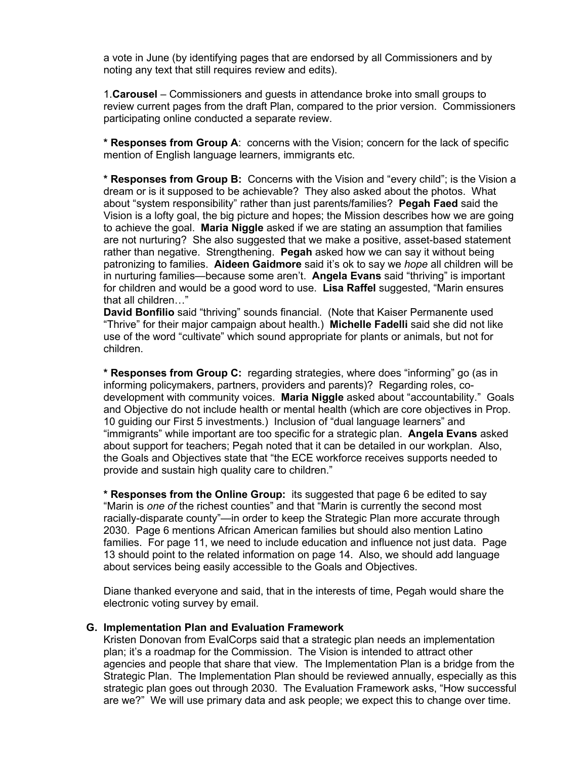a vote in June (by identifying pages that are endorsed by all Commissioners and by noting any text that still requires review and edits).

1.**Carousel** – Commissioners and guests in attendance broke into small groups to review current pages from the draft Plan, compared to the prior version. Commissioners participating online conducted a separate review.

**\* Responses from Group A**: concerns with the Vision; concern for the lack of specific mention of English language learners, immigrants etc.

**\* Responses from Group B:** Concerns with the Vision and "every child"; is the Vision a dream or is it supposed to be achievable? They also asked about the photos. What about "system responsibility" rather than just parents/families? **Pegah Faed** said the Vision is a lofty goal, the big picture and hopes; the Mission describes how we are going to achieve the goal. **Maria Niggle** asked if we are stating an assumption that families are not nurturing? She also suggested that we make a positive, asset-based statement rather than negative. Strengthening. **Pegah** asked how we can say it without being patronizing to families. **Aideen Gaidmore** said it's ok to say we *hope* all children will be in nurturing families—because some aren't. **Angela Evans** said "thriving" is important for children and would be a good word to use. **Lisa Raffel** suggested, "Marin ensures that all children…"
**David Bonfilio** said "thriving" sounds financial. (Note that Kaiser Permanente used "Thrive" for their major campaign about health.) **Michelle Fadelli** said she did not like use of the word "cultivate" which sound appropriate for plants or animals, but not for children.

**\* Responses from Group C:** regarding strategies, where does "informing" go (as in informing policymakers, partners, providers and parents)? Regarding roles, co-development with community voices. **Maria Niggle** asked about "accountability." Goals and Objective do not include health or mental health (which are core objectives in Prop. 10 guiding our First 5 investments.) Inclusion of "dual language learners" and "immigrants" while important are too specific for a strategic plan. **Angela Evans** asked about support for teachers; Pegah noted that it can be detailed in our workplan. Also, the Goals and Objectives state that "the ECE workforce receives supports needed to provide and sustain high quality care to children."

**\* Responses from the Online Group:** its suggested that page 6 be edited to say "Marin is *one of* the richest counties" and that "Marin is currently the second most racially-disparate county"—in order to keep the Strategic Plan more accurate through 2030. Page 6 mentions African American families but should also mention Latino families. For page 11, we need to include education and influence not just data. Page 13 should point to the related information on page 14. Also, we should add language about services being easily accessible to the Goals and Objectives.

Diane thanked everyone and said, that in the interests of time, Pegah would share the electronic voting survey by email.

**G. Implementation Plan and Evaluation Framework**

Kristen Donovan from EvalCorps said that a strategic plan needs an implementation plan; it's a roadmap for the Commission. The Vision is intended to attract other agencies and people that share that view. The Implementation Plan is a bridge from the Strategic Plan. The Implementation Plan should be reviewed annually, especially as this strategic plan goes out through 2030. The Evaluation Framework asks, "How successful are we?" We will use primary data and ask people; we expect this to change over time.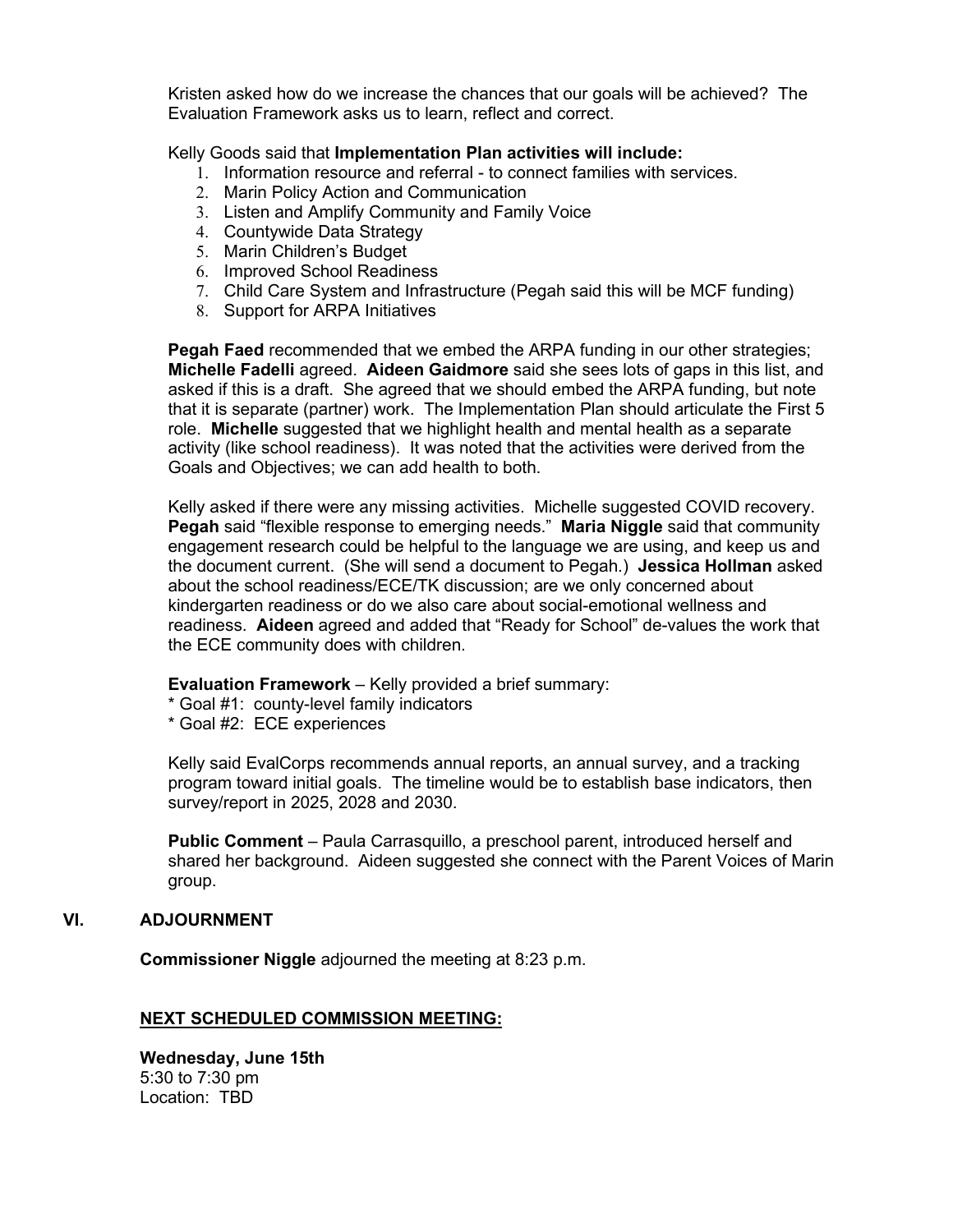Kristen asked how do we increase the chances that our goals will be achieved? The Evaluation Framework asks us to learn, reflect and correct.

Kelly Goods said that **Implementation Plan activities will include:**

1. Information resource and referral - to connect families with services.
2. Marin Policy Action and Communication
3. Listen and Amplify Community and Family Voice
4. Countywide Data Strategy
5. Marin Children's Budget
6. Improved School Readiness
7. Child Care System and Infrastructure (Pegah said this will be MCF funding)
8. Support for ARPA Initiatives

**Pegah Faed** recommended that we embed the ARPA funding in our other strategies; **Michelle Fadelli** agreed. **Aideen Gaidmore** said she sees lots of gaps in this list, and asked if this is a draft. She agreed that we should embed the ARPA funding, but note that it is separate (partner) work. The Implementation Plan should articulate the First 5 role. **Michelle** suggested that we highlight health and mental health as a separate activity (like school readiness). It was noted that the activities were derived from the Goals and Objectives; we can add health to both.

Kelly asked if there were any missing activities. Michelle suggested COVID recovery. **Pegah** said "flexible response to emerging needs." **Maria Niggle** said that community engagement research could be helpful to the language we are using, and keep us and the document current. (She will send a document to Pegah.) **Jessica Hollman** asked about the school readiness/ECE/TK discussion; are we only concerned about kindergarten readiness or do we also care about social-emotional wellness and readiness. **Aideen** agreed and added that "Ready for School" de-values the work that the ECE community does with children.

**Evaluation Framework** – Kelly provided a brief summary:

* Goal #1: county-level family indicators
* Goal #2: ECE experiences

Kelly said EvalCorps recommends annual reports, an annual survey, and a tracking program toward initial goals. The timeline would be to establish base indicators, then survey/report in 2025, 2028 and 2030.

**Public Comment** – Paula Carrasquillo, a preschool parent, introduced herself and shared her background. Aideen suggested she connect with the Parent Voices of Marin group.

## VI. ADJOURNMENT

**Commissioner Niggle** adjourned the meeting at 8:23 p.m.

**NEXT SCHEDULED COMMISSION MEETING:**

**Wednesday, June 15th**
5:30 to 7:30 pm
Location: TBD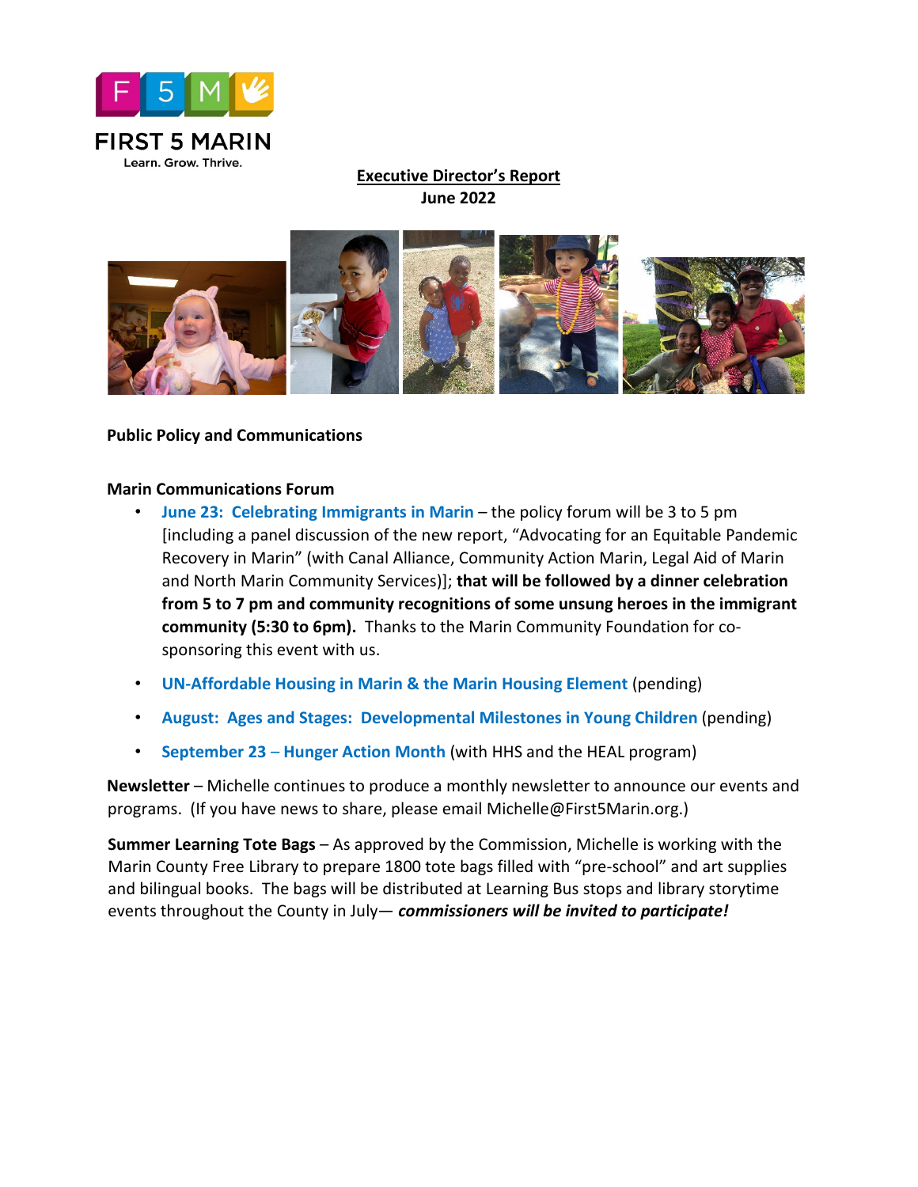FIRST 5 MARIN

Learn. Grow. Thrive.

**Executive Director's Report**
**June 2022**

**Public Policy and Communications**

**Marin Communications Forum**

- **June 23: Celebrating Immigrants in Marin** – the policy forum will be 3 to 5 pm [including a panel discussion of the new report, "Advocating for an Equitable Pandemic Recovery in Marin" (with Canal Alliance, Community Action Marin, Legal Aid of Marin and North Marin Community Services)]; **that will be followed by a dinner celebration from 5 to 7 pm and community recognitions of some unsung heroes in the immigrant community (5:30 to 6pm).** Thanks to the Marin Community Foundation for co-sponsoring this event with us.
- **UN-Affordable Housing in Marin & the Marin Housing Element** (pending)
- **August: Ages and Stages: Developmental Milestones in Young Children** (pending)
- **September 23 – Hunger Action Month** (with HHS and the HEAL program)

**Newsletter** – Michelle continues to produce a monthly newsletter to announce our events and programs. (If you have news to share, please email Michelle@First5Marin.org.)

**Summer Learning Tote Bags** – As approved by the Commission, Michelle is working with the Marin County Free Library to prepare 1800 tote bags filled with "pre-school" and art supplies and bilingual books. The bags will be distributed at Learning Bus stops and library storytime events throughout the County in July— ***commissioners will be invited to participate!***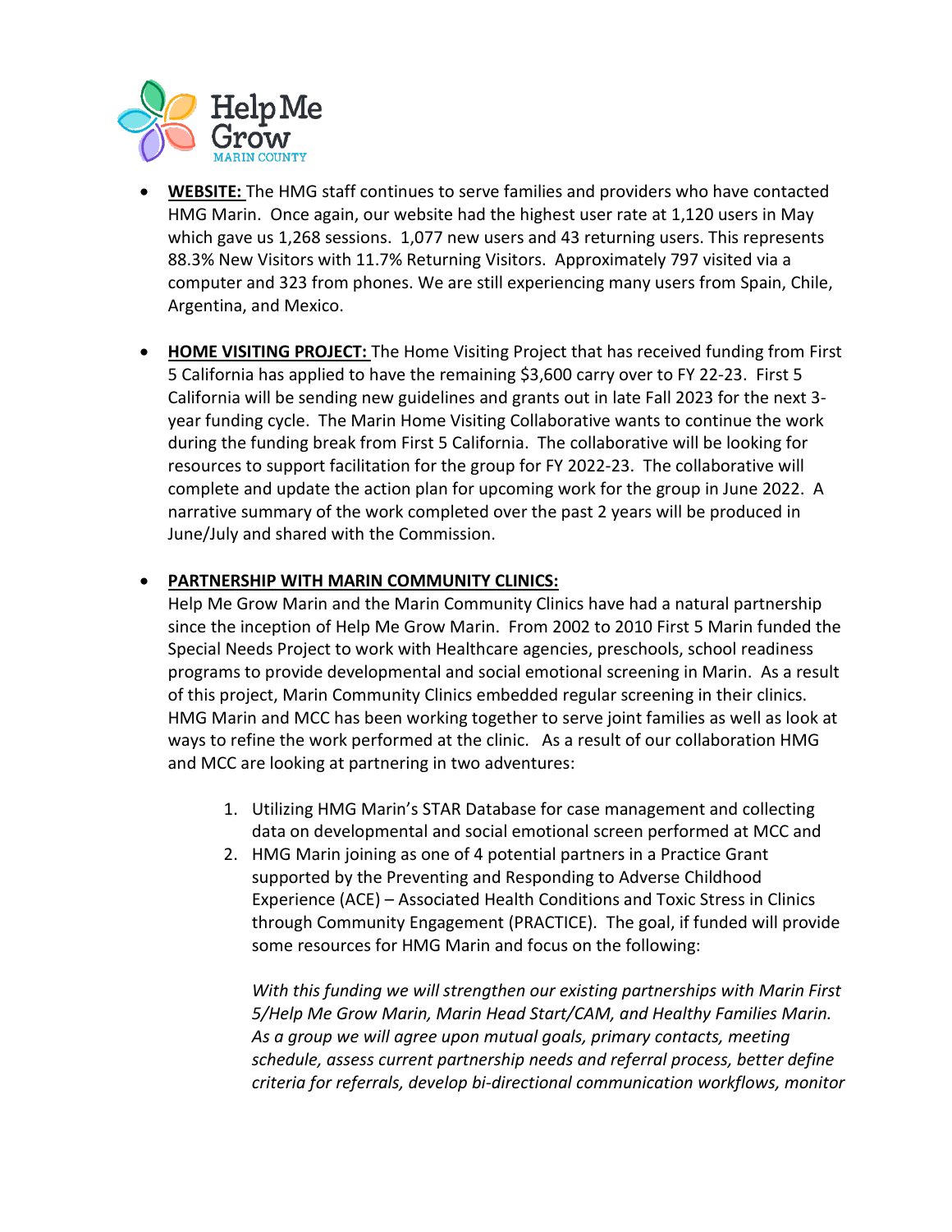- **WEBSITE:** The HMG staff continues to serve families and providers who have contacted HMG Marin. Once again, our website had the highest user rate at 1,120 users in May which gave us 1,268 sessions. 1,077 new users and 43 returning users. This represents 88.3% New Visitors with 11.7% Returning Visitors. Approximately 797 visited via a computer and 323 from phones. We are still experiencing many users from Spain, Chile, Argentina, and Mexico.

- **HOME VISITING PROJECT:** The Home Visiting Project that has received funding from First 5 California has applied to have the remaining $3,600 carry over to FY 22-23. First 5 California will be sending new guidelines and grants out in late Fall 2023 for the next 3-year funding cycle. The Marin Home Visiting Collaborative wants to continue the work during the funding break from First 5 California. The collaborative will be looking for resources to support facilitation for the group for FY 2022-23. The collaborative will complete and update the action plan for upcoming work for the group in June 2022. A narrative summary of the work completed over the past 2 years will be produced in June/July and shared with the Commission.

- **PARTNERSHIP WITH MARIN COMMUNITY CLINICS:**
  Help Me Grow Marin and the Marin Community Clinics have had a natural partnership since the inception of Help Me Grow Marin. From 2002 to 2010 First 5 Marin funded the Special Needs Project to work with Healthcare agencies, preschools, school readiness programs to provide developmental and social emotional screening in Marin. As a result of this project, Marin Community Clinics embedded regular screening in their clinics. HMG Marin and MCC has been working together to serve joint families as well as look at ways to refine the work performed at the clinic. As a result of our collaboration HMG and MCC are looking at partnering in two adventures:

  1. Utilizing HMG Marin's STAR Database for case management and collecting data on developmental and social emotional screen performed at MCC and
  2. HMG Marin joining as one of 4 potential partners in a Practice Grant supported by the Preventing and Responding to Adverse Childhood Experience (ACE) – Associated Health Conditions and Toxic Stress in Clinics through Community Engagement (PRACTICE). The goal, if funded will provide some resources for HMG Marin and focus on the following:

     *With this funding we will strengthen our existing partnerships with Marin First 5/Help Me Grow Marin, Marin Head Start/CAM, and Healthy Families Marin. As a group we will agree upon mutual goals, primary contacts, meeting schedule, assess current partnership needs and referral process, better define criteria for referrals, develop bi-directional communication workflows, monitor*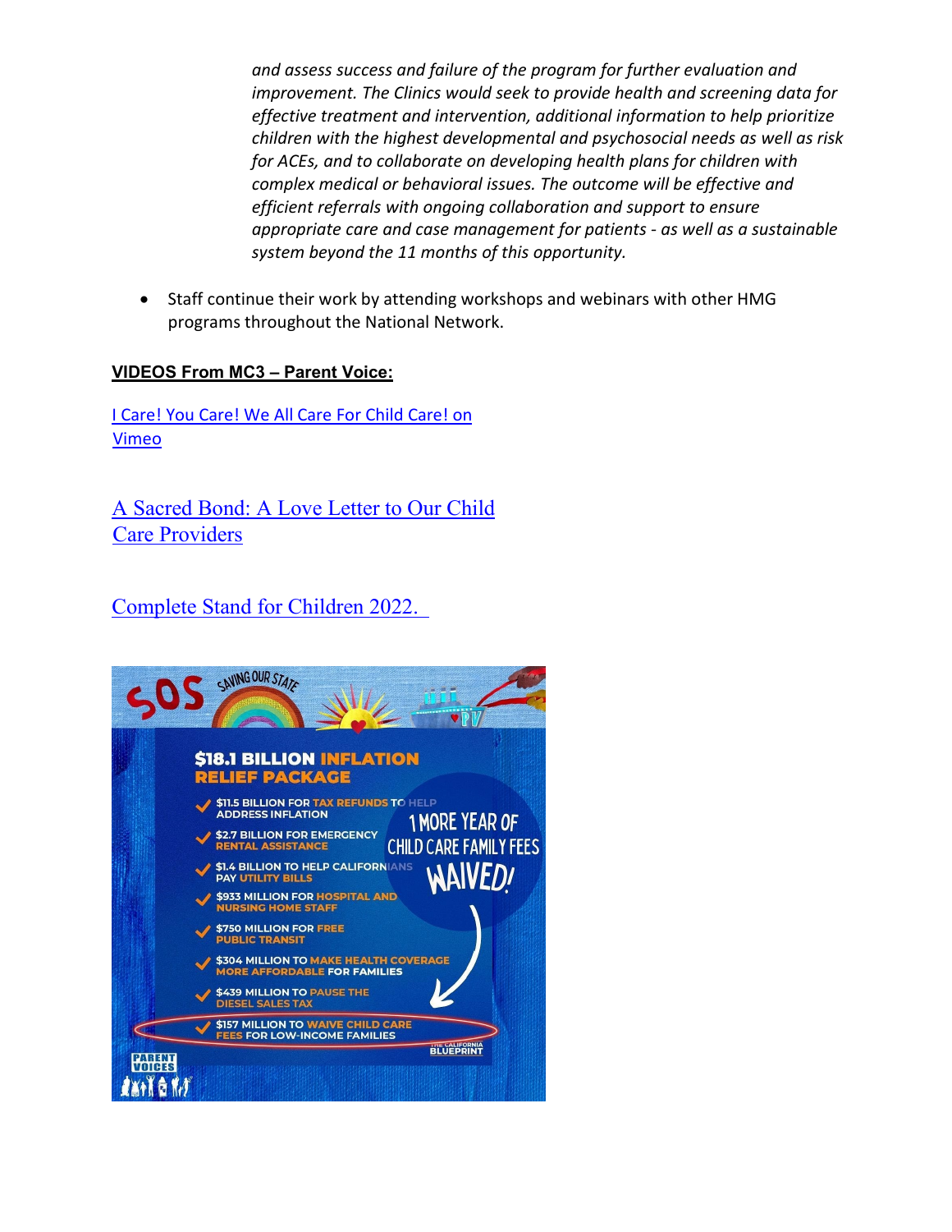*and assess success and failure of the program for further evaluation and improvement. The Clinics would seek to provide health and screening data for effective treatment and intervention, additional information to help prioritize children with the highest developmental and psychosocial needs as well as risk for ACEs, and to collaborate on developing health plans for children with complex medical or behavioral issues. The outcome will be effective and efficient referrals with ongoing collaboration and support to ensure appropriate care and case management for patients - as well as a sustainable system beyond the 11 months of this opportunity.*

- Staff continue their work by attending workshops and webinars with other HMG programs throughout the National Network.

**VIDEOS From MC3 – Parent Voice:**

I Care! You Care! We All Care For Child Care! on Vimeo

A Sacred Bond: A Love Letter to Our Child Care Providers

Complete Stand for Children 2022.

SOS SAVING OUR STATE

**$18.1 BILLION INFLATION RELIEF PACKAGE**

- $11.5 BILLION FOR TAX REFUNDS TO HELP ADDRESS INFLATION
- $2.7 BILLION FOR EMERGENCY RENTAL ASSISTANCE
- $1.4 BILLION TO HELP CALIFORNIANS PAY UTILITY BILLS
- $933 MILLION FOR HOSPITAL AND NURSING HOME STAFF
- $750 MILLION FOR FREE PUBLIC TRANSIT
- $304 MILLION TO MAKE HEALTH COVERAGE MORE AFFORDABLE FOR FAMILIES
- $439 MILLION TO PAUSE THE DIESEL SALES TAX
- $157 MILLION TO WAIVE CHILD CARE FEES FOR LOW-INCOME FAMILIES

1 MORE YEAR OF CHILD CARE FAMILY FEES WAIVED!

PARENT VOICES

THE CALIFORNIA BLUEPRINT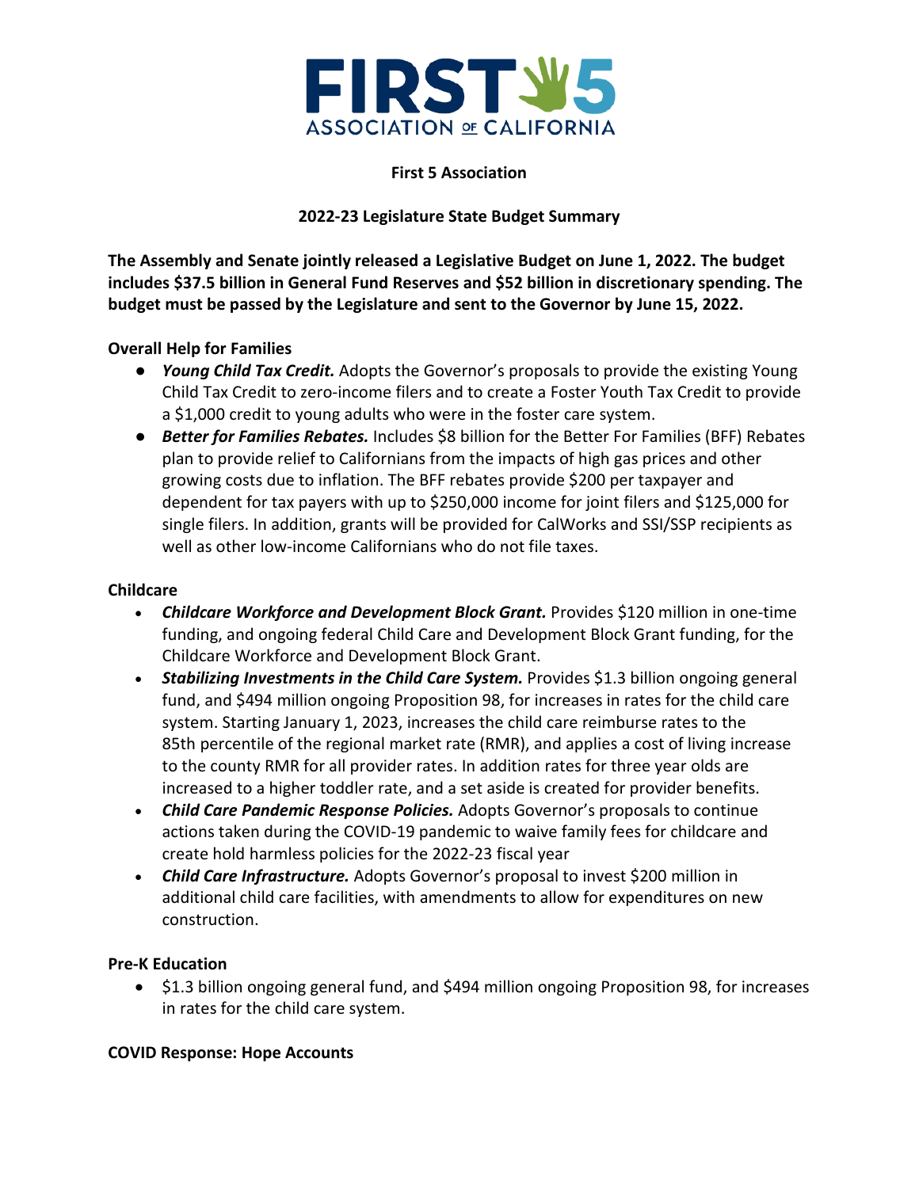**First 5 Association**

**2022-23 Legislature State Budget Summary**

**The Assembly and Senate jointly released a Legislative Budget on June 1, 2022. The budget includes $37.5 billion in General Fund Reserves and $52 billion in discretionary spending. The budget must be passed by the Legislature and sent to the Governor by June 15, 2022.**

**Overall Help for Families**

- ***Young Child Tax Credit.*** Adopts the Governor's proposals to provide the existing Young Child Tax Credit to zero-income filers and to create a Foster Youth Tax Credit to provide a $1,000 credit to young adults who were in the foster care system.
- ***Better for Families Rebates.*** Includes $8 billion for the Better For Families (BFF) Rebates plan to provide relief to Californians from the impacts of high gas prices and other growing costs due to inflation. The BFF rebates provide $200 per taxpayer and dependent for tax payers with up to $250,000 income for joint filers and $125,000 for single filers. In addition, grants will be provided for CalWorks and SSI/SSP recipients as well as other low-income Californians who do not file taxes.

**Childcare**

- ***Childcare Workforce and Development Block Grant.*** Provides $120 million in one-time funding, and ongoing federal Child Care and Development Block Grant funding, for the Childcare Workforce and Development Block Grant.
- ***Stabilizing Investments in the Child Care System.*** Provides $1.3 billion ongoing general fund, and $494 million ongoing Proposition 98, for increases in rates for the child care system. Starting January 1, 2023, increases the child care reimburse rates to the 85th percentile of the regional market rate (RMR), and applies a cost of living increase to the county RMR for all provider rates. In addition rates for three year olds are increased to a higher toddler rate, and a set aside is created for provider benefits.
- ***Child Care Pandemic Response Policies.*** Adopts Governor's proposals to continue actions taken during the COVID-19 pandemic to waive family fees for childcare and create hold harmless policies for the 2022-23 fiscal year
- ***Child Care Infrastructure.*** Adopts Governor's proposal to invest $200 million in additional child care facilities, with amendments to allow for expenditures on new construction.

**Pre-K Education**

- $1.3 billion ongoing general fund, and $494 million ongoing Proposition 98, for increases in rates for the child care system.

**COVID Response: Hope Accounts**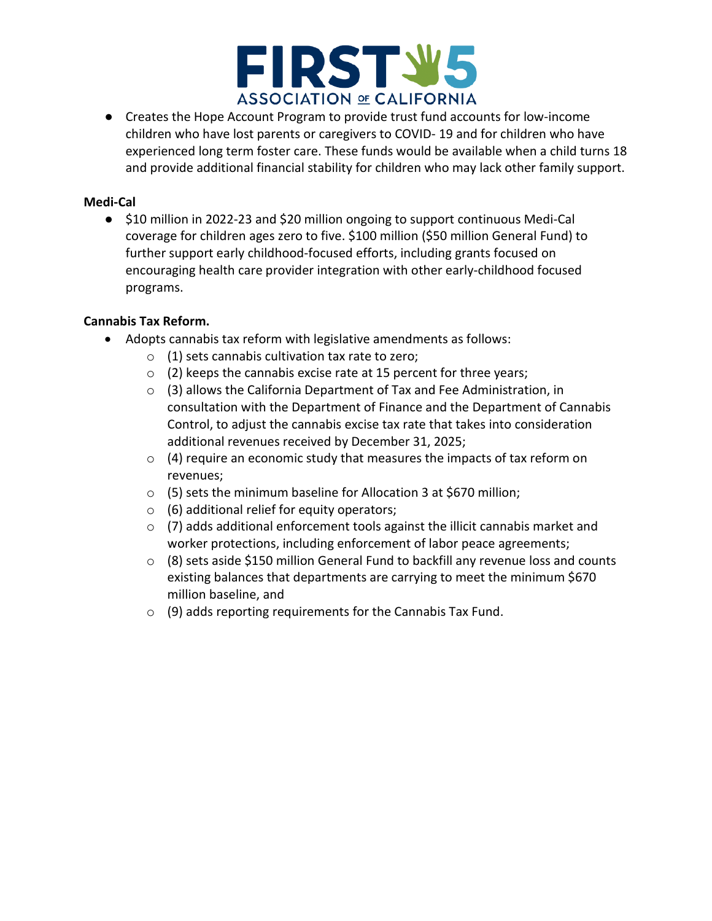- Creates the Hope Account Program to provide trust fund accounts for low-income children who have lost parents or caregivers to COVID- 19 and for children who have experienced long term foster care. These funds would be available when a child turns 18 and provide additional financial stability for children who may lack other family support.

**Medi-Cal**

- $10 million in 2022-23 and $20 million ongoing to support continuous Medi-Cal coverage for children ages zero to five. $100 million ($50 million General Fund) to further support early childhood-focused efforts, including grants focused on encouraging health care provider integration with other early-childhood focused programs.

**Cannabis Tax Reform.**

- Adopts cannabis tax reform with legislative amendments as follows:
  - (1) sets cannabis cultivation tax rate to zero;
  - (2) keeps the cannabis excise rate at 15 percent for three years;
  - (3) allows the California Department of Tax and Fee Administration, in consultation with the Department of Finance and the Department of Cannabis Control, to adjust the cannabis excise tax rate that takes into consideration additional revenues received by December 31, 2025;
  - (4) require an economic study that measures the impacts of tax reform on revenues;
  - (5) sets the minimum baseline for Allocation 3 at $670 million;
  - (6) additional relief for equity operators;
  - (7) adds additional enforcement tools against the illicit cannabis market and worker protections, including enforcement of labor peace agreements;
  - (8) sets aside $150 million General Fund to backfill any revenue loss and counts existing balances that departments are carrying to meet the minimum $670 million baseline, and
  - (9) adds reporting requirements for the Cannabis Tax Fund.